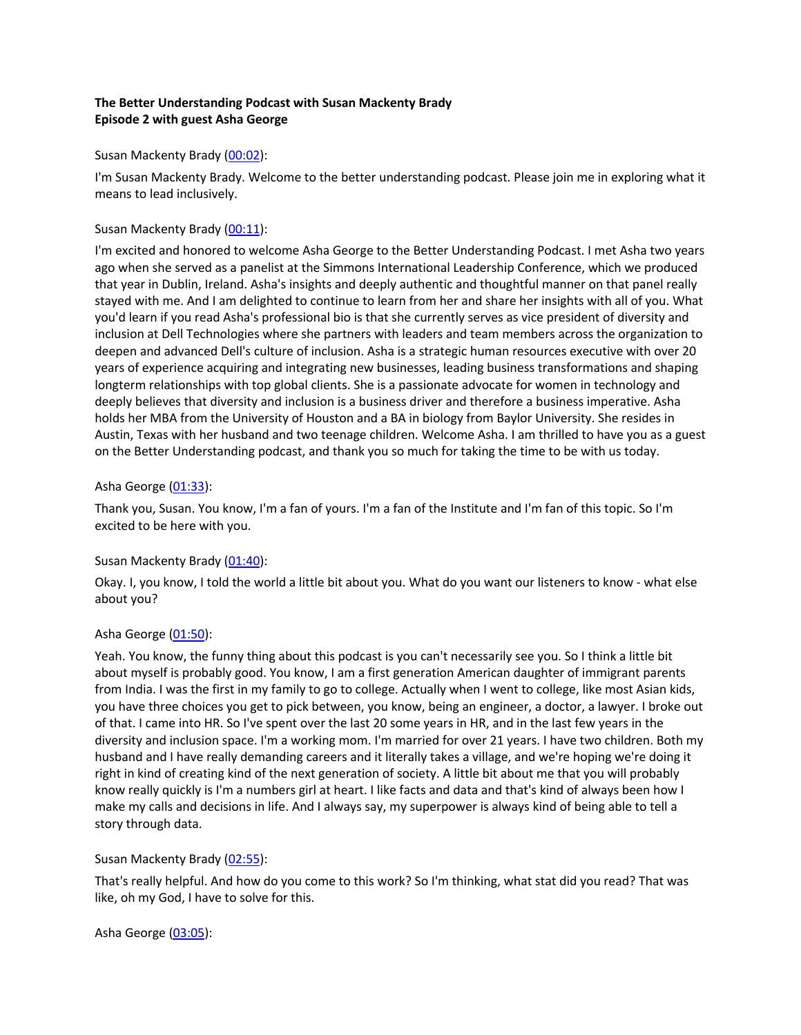**The Better Understanding Podcast with Susan Mackenty Brady**
**Episode 2 with guest Asha George**

Susan Mackenty Brady ([00:02](#)):

I'm Susan Mackenty Brady. Welcome to the better understanding podcast. Please join me in exploring what it means to lead inclusively.

Susan Mackenty Brady ([00:11](#)):

I'm excited and honored to welcome Asha George to the Better Understanding Podcast. I met Asha two years ago when she served as a panelist at the Simmons International Leadership Conference, which we produced that year in Dublin, Ireland. Asha's insights and deeply authentic and thoughtful manner on that panel really stayed with me. And I am delighted to continue to learn from her and share her insights with all of you. What you'd learn if you read Asha's professional bio is that she currently serves as vice president of diversity and inclusion at Dell Technologies where she partners with leaders and team members across the organization to deepen and advanced Dell's culture of inclusion. Asha is a strategic human resources executive with over 20 years of experience acquiring and integrating new businesses, leading business transformations and shaping longterm relationships with top global clients. She is a passionate advocate for women in technology and deeply believes that diversity and inclusion is a business driver and therefore a business imperative. Asha holds her MBA from the University of Houston and a BA in biology from Baylor University. She resides in Austin, Texas with her husband and two teenage children. Welcome Asha. I am thrilled to have you as a guest on the Better Understanding podcast, and thank you so much for taking the time to be with us today.

Asha George ([01:33](#)):

Thank you, Susan. You know, I'm a fan of yours. I'm a fan of the Institute and I'm fan of this topic. So I'm excited to be here with you.

Susan Mackenty Brady ([01:40](#)):

Okay. I, you know, I told the world a little bit about you. What do you want our listeners to know - what else about you?

Asha George ([01:50](#)):

Yeah. You know, the funny thing about this podcast is you can't necessarily see you. So I think a little bit about myself is probably good. You know, I am a first generation American daughter of immigrant parents from India. I was the first in my family to go to college. Actually when I went to college, like most Asian kids, you have three choices you get to pick between, you know, being an engineer, a doctor, a lawyer. I broke out of that. I came into HR. So I've spent over the last 20 some years in HR, and in the last few years in the diversity and inclusion space. I'm a working mom. I'm married for over 21 years. I have two children. Both my husband and I have really demanding careers and it literally takes a village, and we're hoping we're doing it right in kind of creating kind of the next generation of society. A little bit about me that you will probably know really quickly is I'm a numbers girl at heart. I like facts and data and that's kind of always been how I make my calls and decisions in life. And I always say, my superpower is always kind of being able to tell a story through data.

Susan Mackenty Brady ([02:55](#)):

That's really helpful. And how do you come to this work? So I'm thinking, what stat did you read? That was like, oh my God, I have to solve for this.

Asha George ([03:05](#)):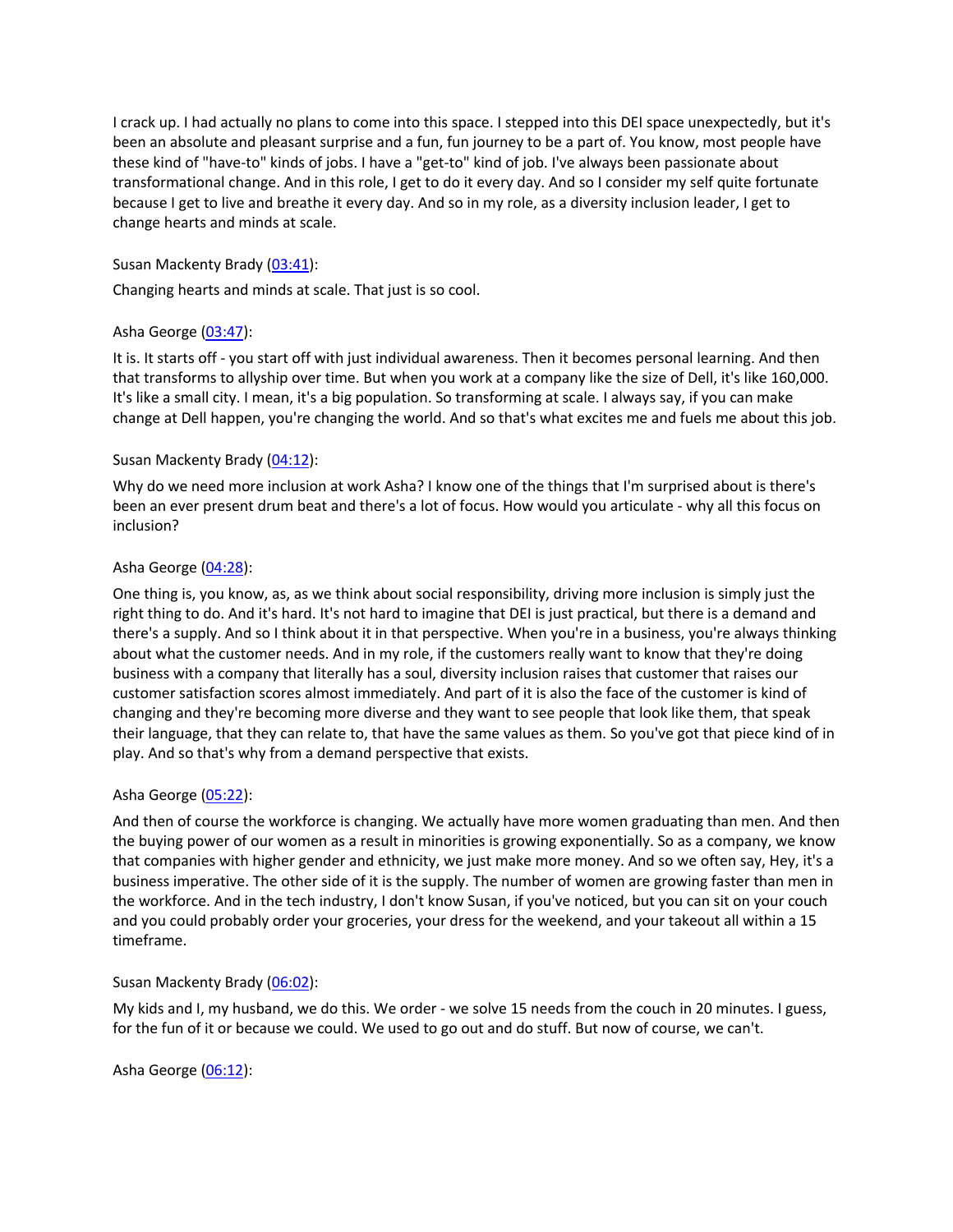I crack up. I had actually no plans to come into this space. I stepped into this DEI space unexpectedly, but it's been an absolute and pleasant surprise and a fun, fun journey to be a part of. You know, most people have these kind of "have-to" kinds of jobs. I have a "get-to" kind of job. I've always been passionate about transformational change. And in this role, I get to do it every day. And so I consider my self quite fortunate because I get to live and breathe it every day. And so in my role, as a diversity inclusion leader, I get to change hearts and minds at scale.

Susan Mackenty Brady (03:41):

Changing hearts and minds at scale. That just is so cool.

Asha George (03:47):

It is. It starts off - you start off with just individual awareness. Then it becomes personal learning. And then that transforms to allyship over time. But when you work at a company like the size of Dell, it's like 160,000. It's like a small city. I mean, it's a big population. So transforming at scale. I always say, if you can make change at Dell happen, you're changing the world. And so that's what excites me and fuels me about this job.

Susan Mackenty Brady (04:12):

Why do we need more inclusion at work Asha? I know one of the things that I'm surprised about is there's been an ever present drum beat and there's a lot of focus. How would you articulate - why all this focus on inclusion?

Asha George (04:28):

One thing is, you know, as, as we think about social responsibility, driving more inclusion is simply just the right thing to do. And it's hard. It's not hard to imagine that DEI is just practical, but there is a demand and there's a supply. And so I think about it in that perspective. When you're in a business, you're always thinking about what the customer needs. And in my role, if the customers really want to know that they're doing business with a company that literally has a soul, diversity inclusion raises that customer that raises our customer satisfaction scores almost immediately. And part of it is also the face of the customer is kind of changing and they're becoming more diverse and they want to see people that look like them, that speak their language, that they can relate to, that have the same values as them. So you've got that piece kind of in play. And so that's why from a demand perspective that exists.

Asha George (05:22):

And then of course the workforce is changing. We actually have more women graduating than men. And then the buying power of our women as a result in minorities is growing exponentially. So as a company, we know that companies with higher gender and ethnicity, we just make more money. And so we often say, Hey, it's a business imperative. The other side of it is the supply. The number of women are growing faster than men in the workforce. And in the tech industry, I don't know Susan, if you've noticed, but you can sit on your couch and you could probably order your groceries, your dress for the weekend, and your takeout all within a 15 timeframe.

Susan Mackenty Brady (06:02):

My kids and I, my husband, we do this. We order - we solve 15 needs from the couch in 20 minutes. I guess, for the fun of it or because we could. We used to go out and do stuff. But now of course, we can't.

Asha George (06:12):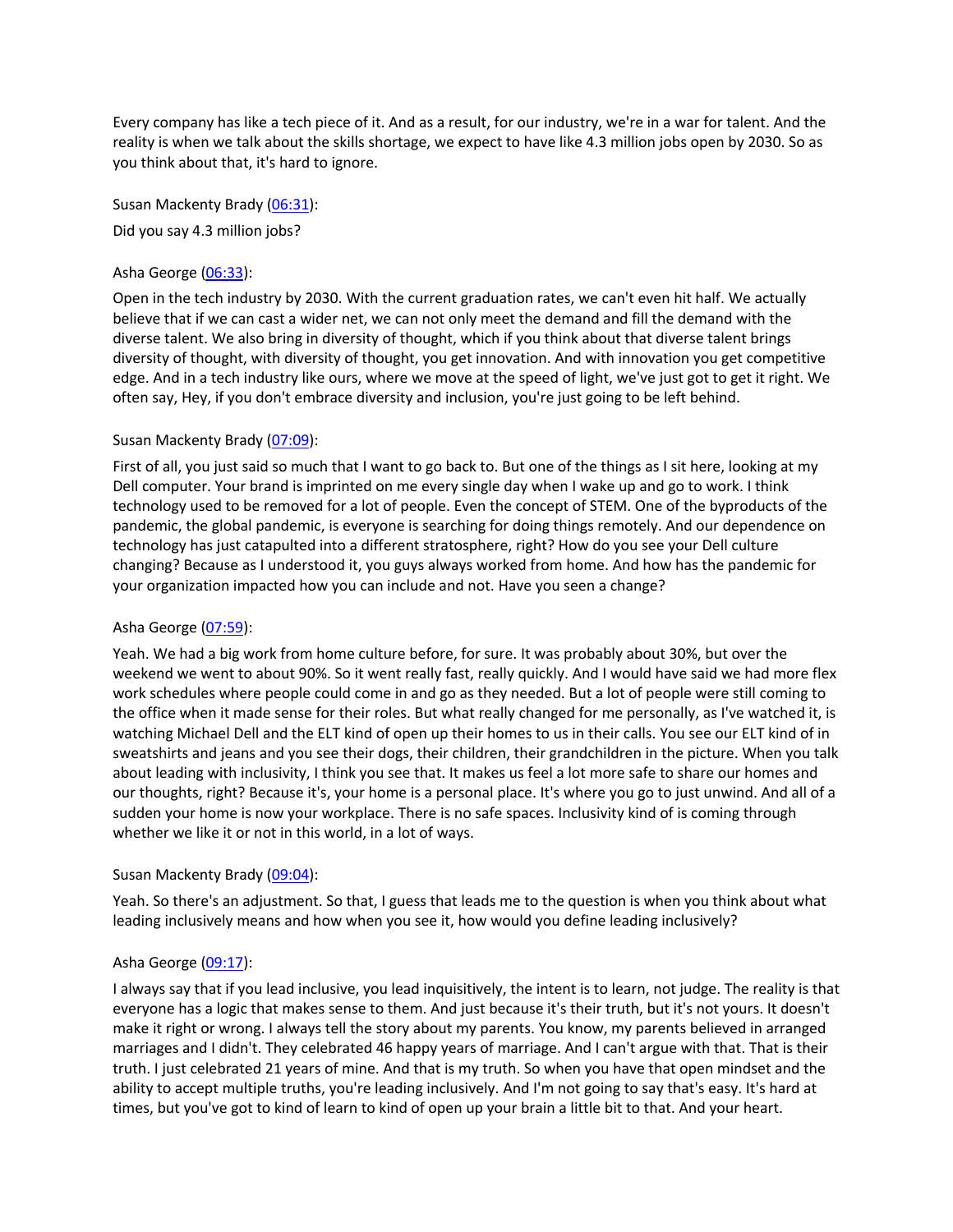Every company has like a tech piece of it. And as a result, for our industry, we're in a war for talent. And the reality is when we talk about the skills shortage, we expect to have like 4.3 million jobs open by 2030. So as you think about that, it's hard to ignore.

Susan Mackenty Brady (06:31):

Did you say 4.3 million jobs?

Asha George (06:33):

Open in the tech industry by 2030. With the current graduation rates, we can't even hit half. We actually believe that if we can cast a wider net, we can not only meet the demand and fill the demand with the diverse talent. We also bring in diversity of thought, which if you think about that diverse talent brings diversity of thought, with diversity of thought, you get innovation. And with innovation you get competitive edge. And in a tech industry like ours, where we move at the speed of light, we've just got to get it right. We often say, Hey, if you don't embrace diversity and inclusion, you're just going to be left behind.

Susan Mackenty Brady (07:09):

First of all, you just said so much that I want to go back to. But one of the things as I sit here, looking at my Dell computer. Your brand is imprinted on me every single day when I wake up and go to work. I think technology used to be removed for a lot of people. Even the concept of STEM. One of the byproducts of the pandemic, the global pandemic, is everyone is searching for doing things remotely. And our dependence on technology has just catapulted into a different stratosphere, right? How do you see your Dell culture changing? Because as I understood it, you guys always worked from home. And how has the pandemic for your organization impacted how you can include and not. Have you seen a change?

Asha George (07:59):

Yeah. We had a big work from home culture before, for sure. It was probably about 30%, but over the weekend we went to about 90%. So it went really fast, really quickly. And I would have said we had more flex work schedules where people could come in and go as they needed. But a lot of people were still coming to the office when it made sense for their roles. But what really changed for me personally, as I've watched it, is watching Michael Dell and the ELT kind of open up their homes to us in their calls. You see our ELT kind of in sweatshirts and jeans and you see their dogs, their children, their grandchildren in the picture. When you talk about leading with inclusivity, I think you see that. It makes us feel a lot more safe to share our homes and our thoughts, right? Because it's, your home is a personal place. It's where you go to just unwind. And all of a sudden your home is now your workplace. There is no safe spaces. Inclusivity kind of is coming through whether we like it or not in this world, in a lot of ways.

Susan Mackenty Brady (09:04):

Yeah. So there's an adjustment. So that, I guess that leads me to the question is when you think about what leading inclusively means and how when you see it, how would you define leading inclusively?

Asha George (09:17):

I always say that if you lead inclusive, you lead inquisitively, the intent is to learn, not judge. The reality is that everyone has a logic that makes sense to them. And just because it's their truth, but it's not yours. It doesn't make it right or wrong. I always tell the story about my parents. You know, my parents believed in arranged marriages and I didn't. They celebrated 46 happy years of marriage. And I can't argue with that. That is their truth. I just celebrated 21 years of mine. And that is my truth. So when you have that open mindset and the ability to accept multiple truths, you're leading inclusively. And I'm not going to say that's easy. It's hard at times, but you've got to kind of learn to kind of open up your brain a little bit to that. And your heart.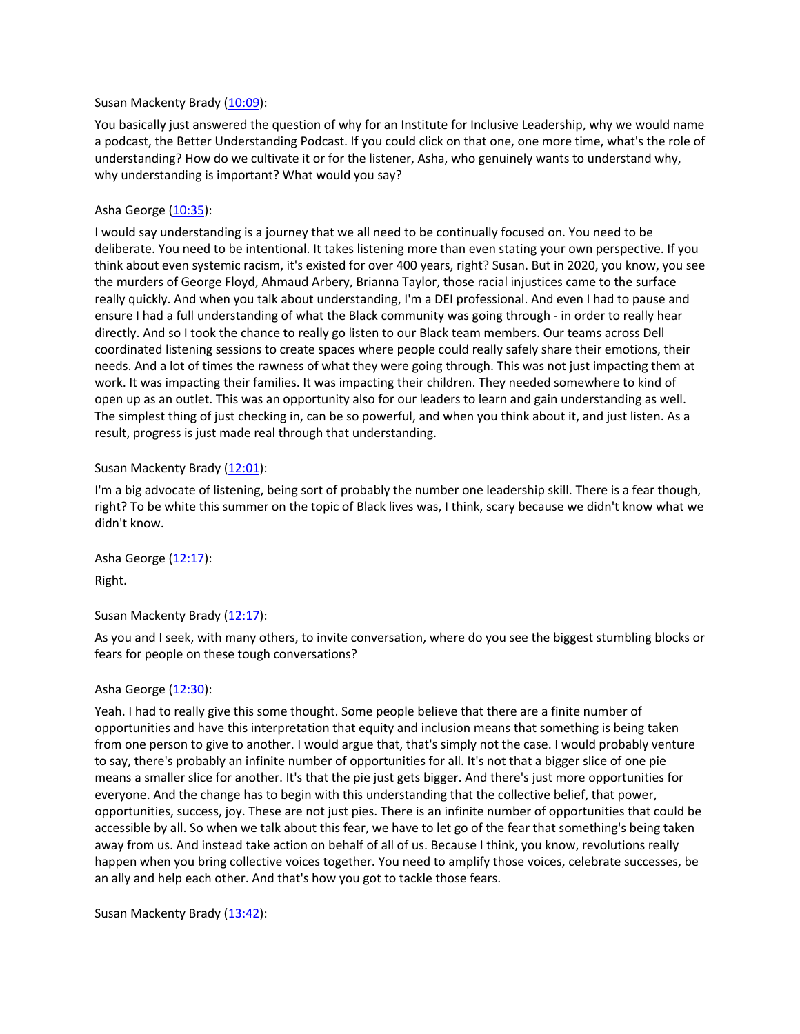Susan Mackenty Brady ([10:09](10:09)):

You basically just answered the question of why for an Institute for Inclusive Leadership, why we would name a podcast, the Better Understanding Podcast. If you could click on that one, one more time, what's the role of understanding? How do we cultivate it or for the listener, Asha, who genuinely wants to understand why, why understanding is important? What would you say?

Asha George ([10:35](10:35)):

I would say understanding is a journey that we all need to be continually focused on. You need to be deliberate. You need to be intentional. It takes listening more than even stating your own perspective. If you think about even systemic racism, it's existed for over 400 years, right? Susan. But in 2020, you know, you see the murders of George Floyd, Ahmaud Arbery, Brianna Taylor, those racial injustices came to the surface really quickly. And when you talk about understanding, I'm a DEI professional. And even I had to pause and ensure I had a full understanding of what the Black community was going through - in order to really hear directly. And so I took the chance to really go listen to our Black team members. Our teams across Dell coordinated listening sessions to create spaces where people could really safely share their emotions, their needs. And a lot of times the rawness of what they were going through. This was not just impacting them at work. It was impacting their families. It was impacting their children. They needed somewhere to kind of open up as an outlet. This was an opportunity also for our leaders to learn and gain understanding as well. The simplest thing of just checking in, can be so powerful, and when you think about it, and just listen. As a result, progress is just made real through that understanding.

Susan Mackenty Brady ([12:01](12:01)):

I'm a big advocate of listening, being sort of probably the number one leadership skill. There is a fear though, right? To be white this summer on the topic of Black lives was, I think, scary because we didn't know what we didn't know.

Asha George ([12:17](12:17)):

Right.

Susan Mackenty Brady ([12:17](12:17)):

As you and I seek, with many others, to invite conversation, where do you see the biggest stumbling blocks or fears for people on these tough conversations?

Asha George ([12:30](12:30)):

Yeah. I had to really give this some thought. Some people believe that there are a finite number of opportunities and have this interpretation that equity and inclusion means that something is being taken from one person to give to another. I would argue that, that's simply not the case. I would probably venture to say, there's probably an infinite number of opportunities for all. It's not that a bigger slice of one pie means a smaller slice for another. It's that the pie just gets bigger. And there's just more opportunities for everyone. And the change has to begin with this understanding that the collective belief, that power, opportunities, success, joy. These are not just pies. There is an infinite number of opportunities that could be accessible by all. So when we talk about this fear, we have to let go of the fear that something's being taken away from us. And instead take action on behalf of all of us. Because I think, you know, revolutions really happen when you bring collective voices together. You need to amplify those voices, celebrate successes, be an ally and help each other. And that's how you got to tackle those fears.

Susan Mackenty Brady ([13:42](13:42)):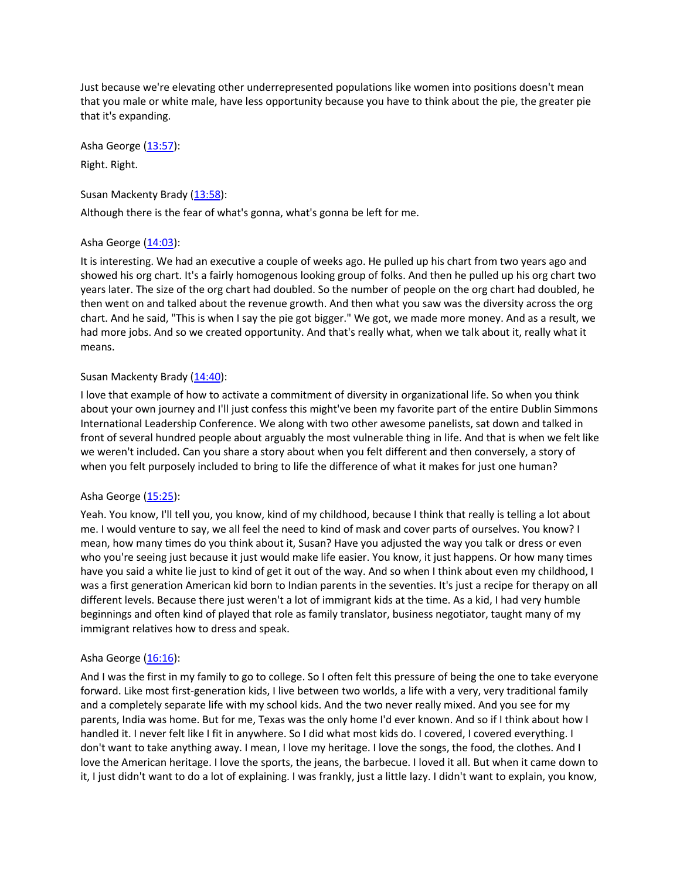Just because we're elevating other underrepresented populations like women into positions doesn't mean that you male or white male, have less opportunity because you have to think about the pie, the greater pie that it's expanding.

Asha George ([13:57](#)):

Right. Right.

Susan Mackenty Brady ([13:58](#)):

Although there is the fear of what's gonna, what's gonna be left for me.

Asha George ([14:03](#)):

It is interesting. We had an executive a couple of weeks ago. He pulled up his chart from two years ago and showed his org chart. It's a fairly homogenous looking group of folks. And then he pulled up his org chart two years later. The size of the org chart had doubled. So the number of people on the org chart had doubled, he then went on and talked about the revenue growth. And then what you saw was the diversity across the org chart. And he said, "This is when I say the pie got bigger." We got, we made more money. And as a result, we had more jobs. And so we created opportunity. And that's really what, when we talk about it, really what it means.

Susan Mackenty Brady ([14:40](#)):

I love that example of how to activate a commitment of diversity in organizational life. So when you think about your own journey and I'll just confess this might've been my favorite part of the entire Dublin Simmons International Leadership Conference. We along with two other awesome panelists, sat down and talked in front of several hundred people about arguably the most vulnerable thing in life. And that is when we felt like we weren't included. Can you share a story about when you felt different and then conversely, a story of when you felt purposely included to bring to life the difference of what it makes for just one human?

Asha George ([15:25](#)):

Yeah. You know, I'll tell you, you know, kind of my childhood, because I think that really is telling a lot about me. I would venture to say, we all feel the need to kind of mask and cover parts of ourselves. You know? I mean, how many times do you think about it, Susan? Have you adjusted the way you talk or dress or even who you're seeing just because it just would make life easier. You know, it just happens. Or how many times have you said a white lie just to kind of get it out of the way. And so when I think about even my childhood, I was a first generation American kid born to Indian parents in the seventies. It's just a recipe for therapy on all different levels. Because there just weren't a lot of immigrant kids at the time. As a kid, I had very humble beginnings and often kind of played that role as family translator, business negotiator, taught many of my immigrant relatives how to dress and speak.

Asha George ([16:16](#)):

And I was the first in my family to go to college. So I often felt this pressure of being the one to take everyone forward. Like most first-generation kids, I live between two worlds, a life with a very, very traditional family and a completely separate life with my school kids. And the two never really mixed. And you see for my parents, India was home. But for me, Texas was the only home I'd ever known. And so if I think about how I handled it. I never felt like I fit in anywhere. So I did what most kids do. I covered, I covered everything. I don't want to take anything away. I mean, I love my heritage. I love the songs, the food, the clothes. And I love the American heritage. I love the sports, the jeans, the barbecue. I loved it all. But when it came down to it, I just didn't want to do a lot of explaining. I was frankly, just a little lazy. I didn't want to explain, you know,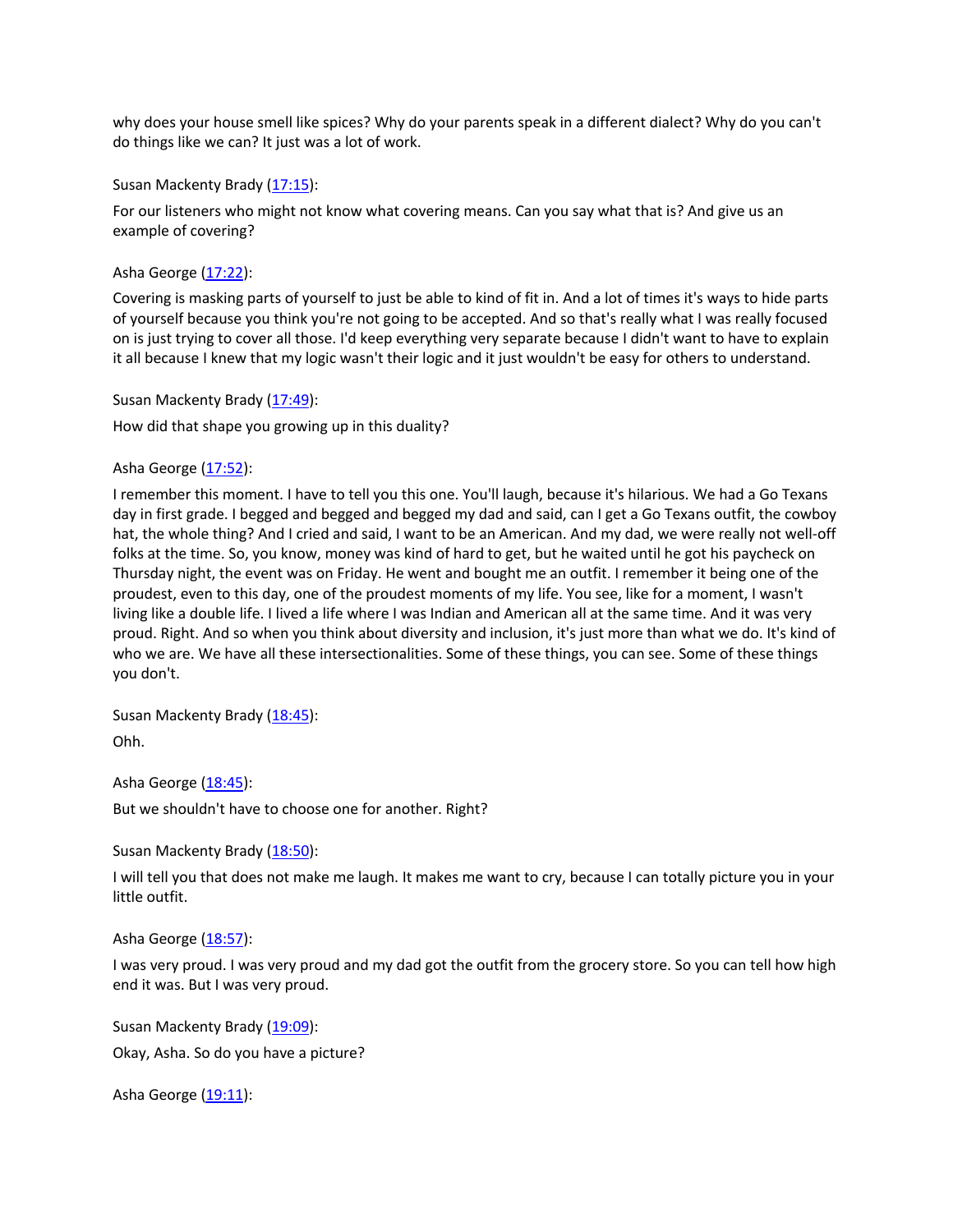why does your house smell like spices? Why do your parents speak in a different dialect? Why do you can't do things like we can? It just was a lot of work.

Susan Mackenty Brady ([17:15](#)):

For our listeners who might not know what covering means. Can you say what that is? And give us an example of covering?

Asha George ([17:22](#)):

Covering is masking parts of yourself to just be able to kind of fit in. And a lot of times it's ways to hide parts of yourself because you think you're not going to be accepted. And so that's really what I was really focused on is just trying to cover all those. I'd keep everything very separate because I didn't want to have to explain it all because I knew that my logic wasn't their logic and it just wouldn't be easy for others to understand.

Susan Mackenty Brady ([17:49](#)):

How did that shape you growing up in this duality?

Asha George ([17:52](#)):

I remember this moment. I have to tell you this one. You'll laugh, because it's hilarious. We had a Go Texans day in first grade. I begged and begged and begged my dad and said, can I get a Go Texans outfit, the cowboy hat, the whole thing? And I cried and said, I want to be an American. And my dad, we were really not well-off folks at the time. So, you know, money was kind of hard to get, but he waited until he got his paycheck on Thursday night, the event was on Friday. He went and bought me an outfit. I remember it being one of the proudest, even to this day, one of the proudest moments of my life. You see, like for a moment, I wasn't living like a double life. I lived a life where I was Indian and American all at the same time. And it was very proud. Right. And so when you think about diversity and inclusion, it's just more than what we do. It's kind of who we are. We have all these intersectionalities. Some of these things, you can see. Some of these things you don't.

Susan Mackenty Brady ([18:45](#)):

Ohh.

Asha George ([18:45](#)):

But we shouldn't have to choose one for another. Right?

Susan Mackenty Brady ([18:50](#)):

I will tell you that does not make me laugh. It makes me want to cry, because I can totally picture you in your little outfit.

Asha George ([18:57](#)):

I was very proud. I was very proud and my dad got the outfit from the grocery store. So you can tell how high end it was. But I was very proud.

Susan Mackenty Brady ([19:09](#)):

Okay, Asha. So do you have a picture?

Asha George ([19:11](#)):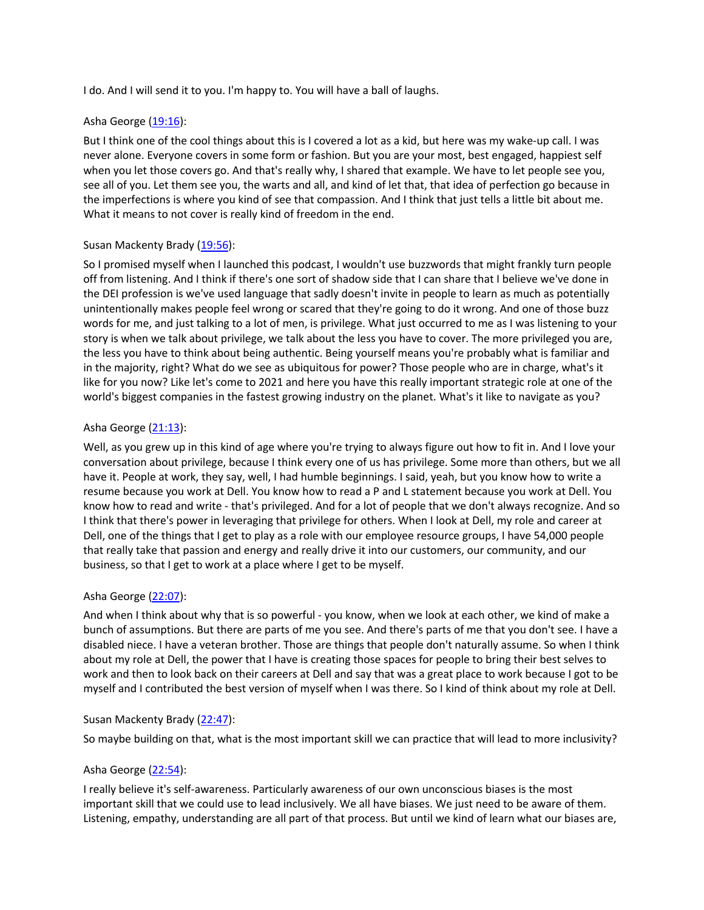I do. And I will send it to you. I'm happy to. You will have a ball of laughs.

Asha George (19:16):

But I think one of the cool things about this is I covered a lot as a kid, but here was my wake-up call. I was never alone. Everyone covers in some form or fashion. But you are your most, best engaged, happiest self when you let those covers go. And that's really why, I shared that example. We have to let people see you, see all of you. Let them see you, the warts and all, and kind of let that, that idea of perfection go because in the imperfections is where you kind of see that compassion. And I think that just tells a little bit about me. What it means to not cover is really kind of freedom in the end.

Susan Mackenty Brady (19:56):

So I promised myself when I launched this podcast, I wouldn't use buzzwords that might frankly turn people off from listening. And I think if there's one sort of shadow side that I can share that I believe we've done in the DEI profession is we've used language that sadly doesn't invite in people to learn as much as potentially unintentionally makes people feel wrong or scared that they're going to do it wrong. And one of those buzz words for me, and just talking to a lot of men, is privilege. What just occurred to me as I was listening to your story is when we talk about privilege, we talk about the less you have to cover. The more privileged you are, the less you have to think about being authentic. Being yourself means you're probably what is familiar and in the majority, right? What do we see as ubiquitous for power? Those people who are in charge, what's it like for you now? Like let's come to 2021 and here you have this really important strategic role at one of the world's biggest companies in the fastest growing industry on the planet. What's it like to navigate as you?

Asha George (21:13):

Well, as you grew up in this kind of age where you're trying to always figure out how to fit in. And I love your conversation about privilege, because I think every one of us has privilege. Some more than others, but we all have it. People at work, they say, well, I had humble beginnings. I said, yeah, but you know how to write a resume because you work at Dell. You know how to read a P and L statement because you work at Dell. You know how to read and write - that's privileged. And for a lot of people that we don't always recognize. And so I think that there's power in leveraging that privilege for others. When I look at Dell, my role and career at Dell, one of the things that I get to play as a role with our employee resource groups, I have 54,000 people that really take that passion and energy and really drive it into our customers, our community, and our business, so that I get to work at a place where I get to be myself.

Asha George (22:07):

And when I think about why that is so powerful - you know, when we look at each other, we kind of make a bunch of assumptions. But there are parts of me you see. And there's parts of me that you don't see. I have a disabled niece. I have a veteran brother. Those are things that people don't naturally assume. So when I think about my role at Dell, the power that I have is creating those spaces for people to bring their best selves to work and then to look back on their careers at Dell and say that was a great place to work because I got to be myself and I contributed the best version of myself when I was there. So I kind of think about my role at Dell.

Susan Mackenty Brady (22:47):

So maybe building on that, what is the most important skill we can practice that will lead to more inclusivity?

Asha George (22:54):

I really believe it's self-awareness. Particularly awareness of our own unconscious biases is the most important skill that we could use to lead inclusively. We all have biases. We just need to be aware of them. Listening, empathy, understanding are all part of that process. But until we kind of learn what our biases are,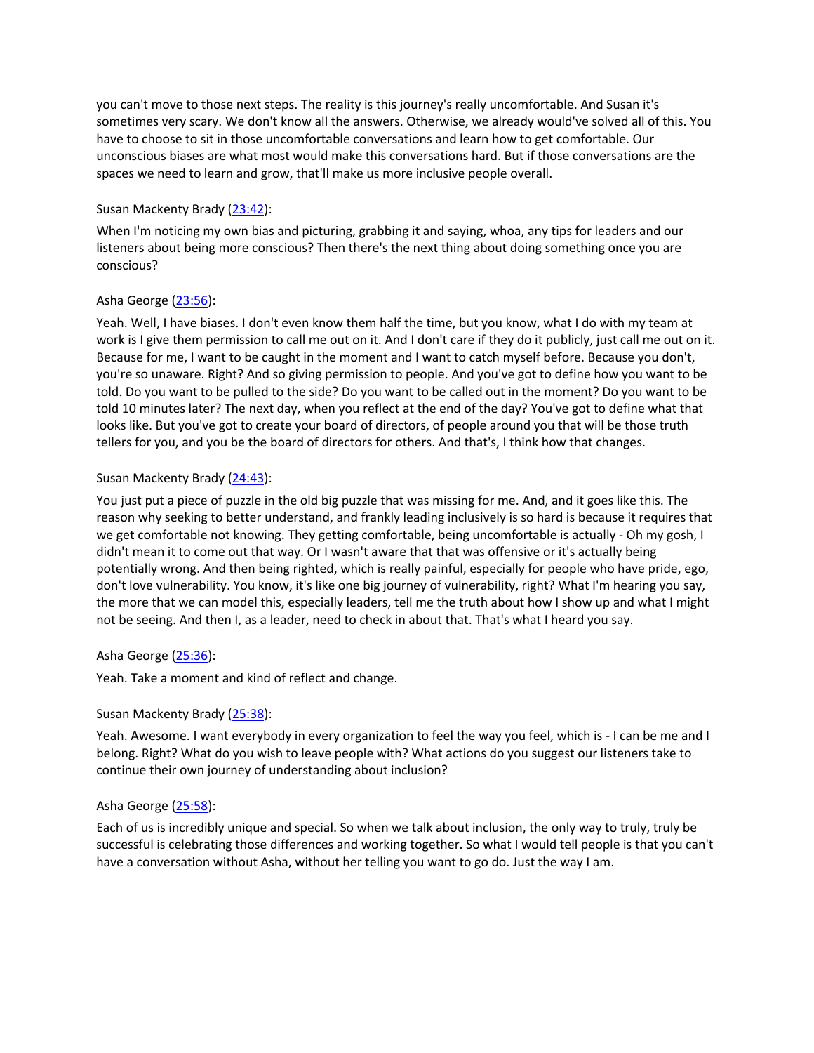you can't move to those next steps. The reality is this journey's really uncomfortable. And Susan it's sometimes very scary. We don't know all the answers. Otherwise, we already would've solved all of this. You have to choose to sit in those uncomfortable conversations and learn how to get comfortable. Our unconscious biases are what most would make this conversations hard. But if those conversations are the spaces we need to learn and grow, that'll make us more inclusive people overall.

Susan Mackenty Brady (23:42):

When I'm noticing my own bias and picturing, grabbing it and saying, whoa, any tips for leaders and our listeners about being more conscious? Then there's the next thing about doing something once you are conscious?

Asha George (23:56):

Yeah. Well, I have biases. I don't even know them half the time, but you know, what I do with my team at work is I give them permission to call me out on it. And I don't care if they do it publicly, just call me out on it. Because for me, I want to be caught in the moment and I want to catch myself before. Because you don't, you're so unaware. Right? And so giving permission to people. And you've got to define how you want to be told. Do you want to be pulled to the side? Do you want to be called out in the moment? Do you want to be told 10 minutes later? The next day, when you reflect at the end of the day? You've got to define what that looks like. But you've got to create your board of directors, of people around you that will be those truth tellers for you, and you be the board of directors for others. And that's, I think how that changes.

Susan Mackenty Brady (24:43):

You just put a piece of puzzle in the old big puzzle that was missing for me. And, and it goes like this. The reason why seeking to better understand, and frankly leading inclusively is so hard is because it requires that we get comfortable not knowing. They getting comfortable, being uncomfortable is actually - Oh my gosh, I didn't mean it to come out that way. Or I wasn't aware that that was offensive or it's actually being potentially wrong. And then being righted, which is really painful, especially for people who have pride, ego, don't love vulnerability. You know, it's like one big journey of vulnerability, right? What I'm hearing you say, the more that we can model this, especially leaders, tell me the truth about how I show up and what I might not be seeing. And then I, as a leader, need to check in about that. That's what I heard you say.

Asha George (25:36):

Yeah. Take a moment and kind of reflect and change.

Susan Mackenty Brady (25:38):

Yeah. Awesome. I want everybody in every organization to feel the way you feel, which is - I can be me and I belong. Right? What do you wish to leave people with? What actions do you suggest our listeners take to continue their own journey of understanding about inclusion?

Asha George (25:58):

Each of us is incredibly unique and special. So when we talk about inclusion, the only way to truly, truly be successful is celebrating those differences and working together. So what I would tell people is that you can't have a conversation without Asha, without her telling you want to go do. Just the way I am.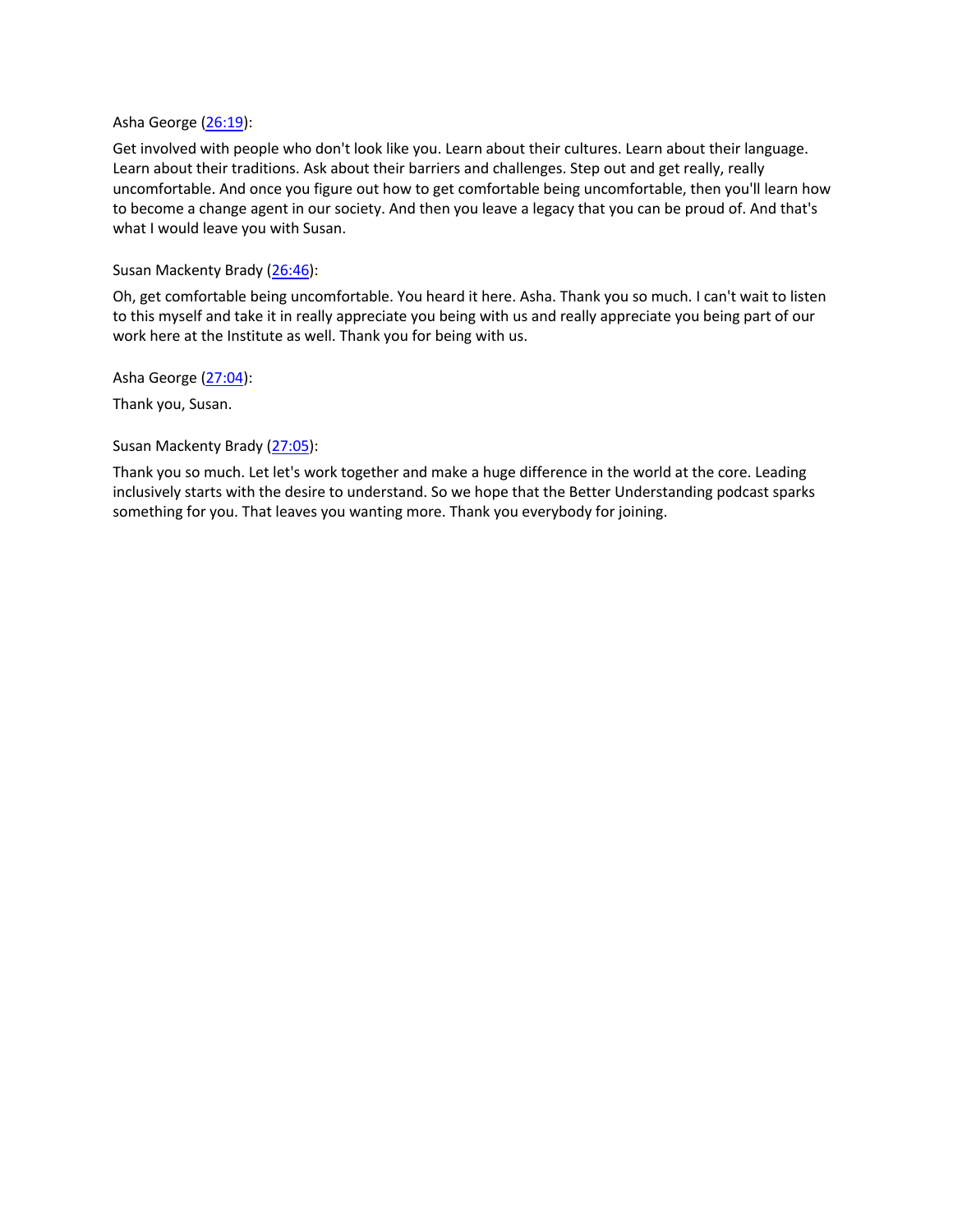Asha George ([26:19](#)):

Get involved with people who don't look like you. Learn about their cultures. Learn about their language. Learn about their traditions. Ask about their barriers and challenges. Step out and get really, really uncomfortable. And once you figure out how to get comfortable being uncomfortable, then you'll learn how to become a change agent in our society. And then you leave a legacy that you can be proud of. And that's what I would leave you with Susan.

Susan Mackenty Brady ([26:46](#)):

Oh, get comfortable being uncomfortable. You heard it here. Asha. Thank you so much. I can't wait to listen to this myself and take it in really appreciate you being with us and really appreciate you being part of our work here at the Institute as well. Thank you for being with us.

Asha George ([27:04](#)):

Thank you, Susan.

Susan Mackenty Brady ([27:05](#)):

Thank you so much. Let let's work together and make a huge difference in the world at the core. Leading inclusively starts with the desire to understand. So we hope that the Better Understanding podcast sparks something for you. That leaves you wanting more. Thank you everybody for joining.